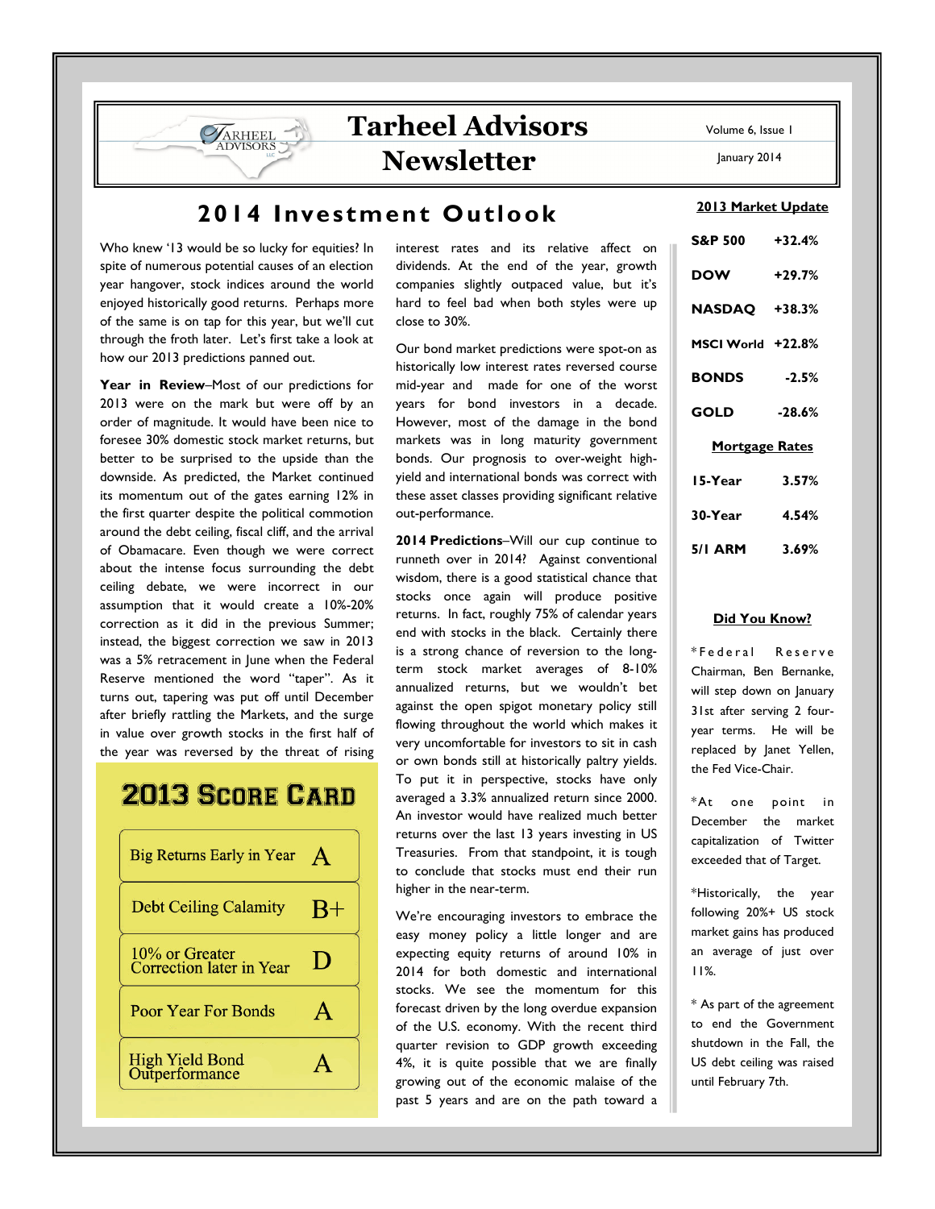# Tarheel Advisors Newsletter

Volume 6, Issue 1

January 2014

## 2014 Investment Outlook

Who knew '13 would be so lucky for equities? In spite of numerous potential causes of an election year hangover, stock indices around the world enjoyed historically good returns. Perhaps more of the same is on tap for this year, but we'll cut through the froth later. Let's first take a look at how our 2013 predictions panned out.

**Year in Review**–Most of our predictions for 2013 were on the mark but were off by an order of magnitude. It would have been nice to foresee 30% domestic stock market returns, but better to be surprised to the upside than the downside. As predicted, the Market continued its momentum out of the gates earning 12% in the first quarter despite the political commotion around the debt ceiling, fiscal cliff, and the arrival of Obamacare. Even though we were correct about the intense focus surrounding the debt ceiling debate, we were incorrect in our assumption that it would create a 10%-20% correction as it did in the previous Summer; instead, the biggest correction we saw in 2013 was a 5% retracement in June when the Federal Reserve mentioned the word "taper". As it turns out, tapering was put off until December after briefly rattling the Markets, and the surge in value over growth stocks in the first half of the year was reversed by the threat of rising interest rates and its relative affect on dividends. At the end of the year, growth companies slightly outpaced value, but it's hard to feel bad when both styles were up close to 30%.

Our bond market predictions were spot-on as historically low interest rates reversed course mid-year and made for one of the worst years for bond investors in a decade. However, most of the damage in the bond markets was in long maturity government bonds. Our prognosis to over-weight high-yield and international bonds was correct with these asset classes providing significant relative out-performance.

**2014 Predictions**–Will our cup continue to runneth over in 2014? Against conventional wisdom, there is a good statistical chance that stocks once again will produce positive returns. In fact, roughly 75% of calendar years end with stocks in the black. Certainly there is a strong chance of reversion to the long-term stock market averages of 8-10% annualized returns, but we wouldn't bet against the open spigot monetary policy still flowing throughout the world which makes it very uncomfortable for investors to sit in cash or own bonds still at historically paltry yields. To put it in perspective, stocks have only averaged a 3.3% annualized return since 2000. An investor would have realized much better returns over the last 13 years investing in US Treasuries. From that standpoint, it is tough to conclude that stocks must end their run higher in the near-term.

We're encouraging investors to embrace the easy money policy a little longer and are expecting equity returns of around 10% in 2014 for both domestic and international stocks. We see the momentum for this forecast driven by the long overdue expansion of the U.S. economy. With the recent third quarter revision to GDP growth exceeding 4%, it is quite possible that we are finally growing out of the economic malaise of the past 5 years and are on the path toward a

### 2013 Score Card

| | |
|---|---|
| Big Returns Early in Year | A |
| Debt Ceiling Calamity | B+ |
| 10% or Greater Correction later in Year | D |
| Poor Year For Bonds | A |
| High Yield Bond Outperformance | A |

### 2013 Market Update

| | |
|---|---|
| S&P 500 | +32.4% |
| DOW | +29.7% |
| NASDAQ | +38.3% |
| MSCI World | +22.8% |
| BONDS | -2.5% |
| GOLD | -28.6% |

### Mortgage Rates

| | |
|---|---|
| 15-Year | 3.57% |
| 30-Year | 4.54% |
| 5/1 ARM | 3.69% |

### Did You Know?

*Federal Reserve Chairman, Ben Bernanke, will step down on January 31st after serving 2 four-year terms. He will be replaced by Janet Yellen, the Fed Vice-Chair.

*At one point in December the market capitalization of Twitter exceeded that of Target.

*Historically, the year following 20%+ US stock market gains has produced an average of just over 11%.

* As part of the agreement to end the Government shutdown in the Fall, the US debt ceiling was raised until February 7th.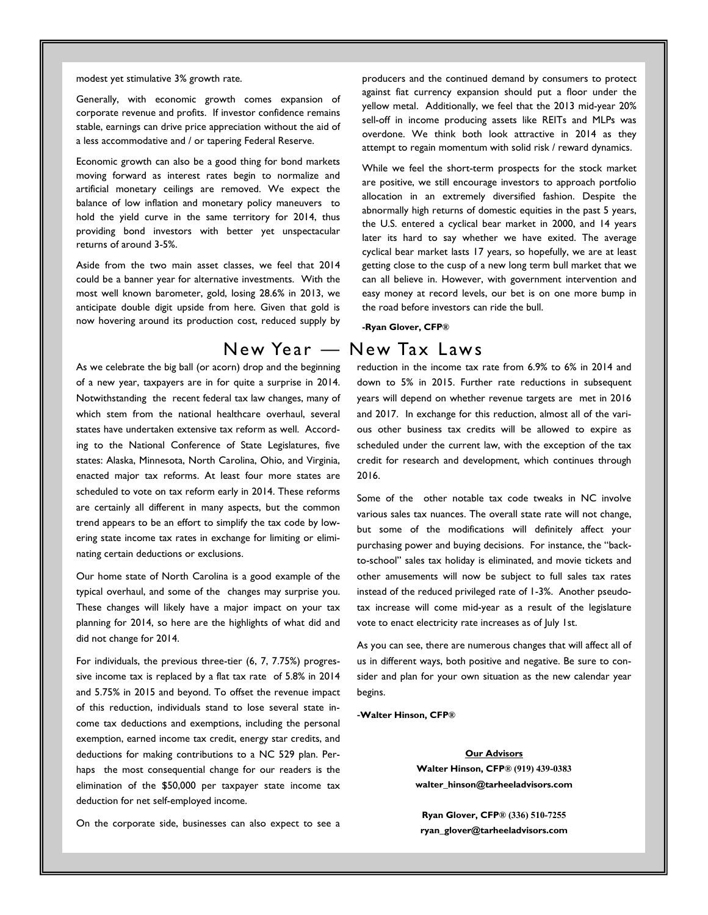modest yet stimulative 3% growth rate.

Generally, with economic growth comes expansion of corporate revenue and profits. If investor confidence remains stable, earnings can drive price appreciation without the aid of a less accommodative and / or tapering Federal Reserve.

Economic growth can also be a good thing for bond markets moving forward as interest rates begin to normalize and artificial monetary ceilings are removed. We expect the balance of low inflation and monetary policy maneuvers to hold the yield curve in the same territory for 2014, thus providing bond investors with better yet unspectacular returns of around 3-5%.

Aside from the two main asset classes, we feel that 2014 could be a banner year for alternative investments. With the most well known barometer, gold, losing 28.6% in 2013, we anticipate double digit upside from here. Given that gold is now hovering around its production cost, reduced supply by producers and the continued demand by consumers to protect against fiat currency expansion should put a floor under the yellow metal. Additionally, we feel that the 2013 mid-year 20% sell-off in income producing assets like REITs and MLPs was overdone. We think both look attractive in 2014 as they attempt to regain momentum with solid risk / reward dynamics.

While we feel the short-term prospects for the stock market are positive, we still encourage investors to approach portfolio allocation in an extremely diversified fashion. Despite the abnormally high returns of domestic equities in the past 5 years, the U.S. entered a cyclical bear market in 2000, and 14 years later its hard to say whether we have exited. The average cyclical bear market lasts 17 years, so hopefully, we are at least getting close to the cusp of a new long term bull market that we can all believe in. However, with government intervention and easy money at record levels, our bet is on one more bump in the road before investors can ride the bull.

**-Ryan Glover, CFP®**

# New Year — New Tax Laws

As we celebrate the big ball (or acorn) drop and the beginning of a new year, taxpayers are in for quite a surprise in 2014. Notwithstanding the recent federal tax law changes, many of which stem from the national healthcare overhaul, several states have undertaken extensive tax reform as well. According to the National Conference of State Legislatures, five states: Alaska, Minnesota, North Carolina, Ohio, and Virginia, enacted major tax reforms. At least four more states are scheduled to vote on tax reform early in 2014. These reforms are certainly all different in many aspects, but the common trend appears to be an effort to simplify the tax code by lowering state income tax rates in exchange for limiting or eliminating certain deductions or exclusions.

Our home state of North Carolina is a good example of the typical overhaul, and some of the changes may surprise you. These changes will likely have a major impact on your tax planning for 2014, so here are the highlights of what did and did not change for 2014.

For individuals, the previous three-tier (6, 7, 7.75%) progressive income tax is replaced by a flat tax rate of 5.8% in 2014 and 5.75% in 2015 and beyond. To offset the revenue impact of this reduction, individuals stand to lose several state income tax deductions and exemptions, including the personal exemption, earned income tax credit, energy star credits, and deductions for making contributions to a NC 529 plan. Perhaps the most consequential change for our readers is the elimination of the $50,000 per taxpayer state income tax deduction for net self-employed income.

On the corporate side, businesses can also expect to see a reduction in the income tax rate from 6.9% to 6% in 2014 and down to 5% in 2015. Further rate reductions in subsequent years will depend on whether revenue targets are met in 2016 and 2017. In exchange for this reduction, almost all of the various other business tax credits will be allowed to expire as scheduled under the current law, with the exception of the tax credit for research and development, which continues through 2016.

Some of the other notable tax code tweaks in NC involve various sales tax nuances. The overall state rate will not change, but some of the modifications will definitely affect your purchasing power and buying decisions. For instance, the "back-to-school" sales tax holiday is eliminated, and movie tickets and other amusements will now be subject to full sales tax rates instead of the reduced privileged rate of 1-3%. Another pseudo-tax increase will come mid-year as a result of the legislature vote to enact electricity rate increases as of July 1st.

As you can see, there are numerous changes that will affect all of us in different ways, both positive and negative. Be sure to consider and plan for your own situation as the new calendar year begins.

**-Walter Hinson, CFP®**

**Our Advisors**

**Walter Hinson, CFP® (919) 439-0383**
**walter_hinson@tarheeladvisors.com**

**Ryan Glover, CFP® (336) 510-7255**
**ryan_glover@tarheeladvisors.com**